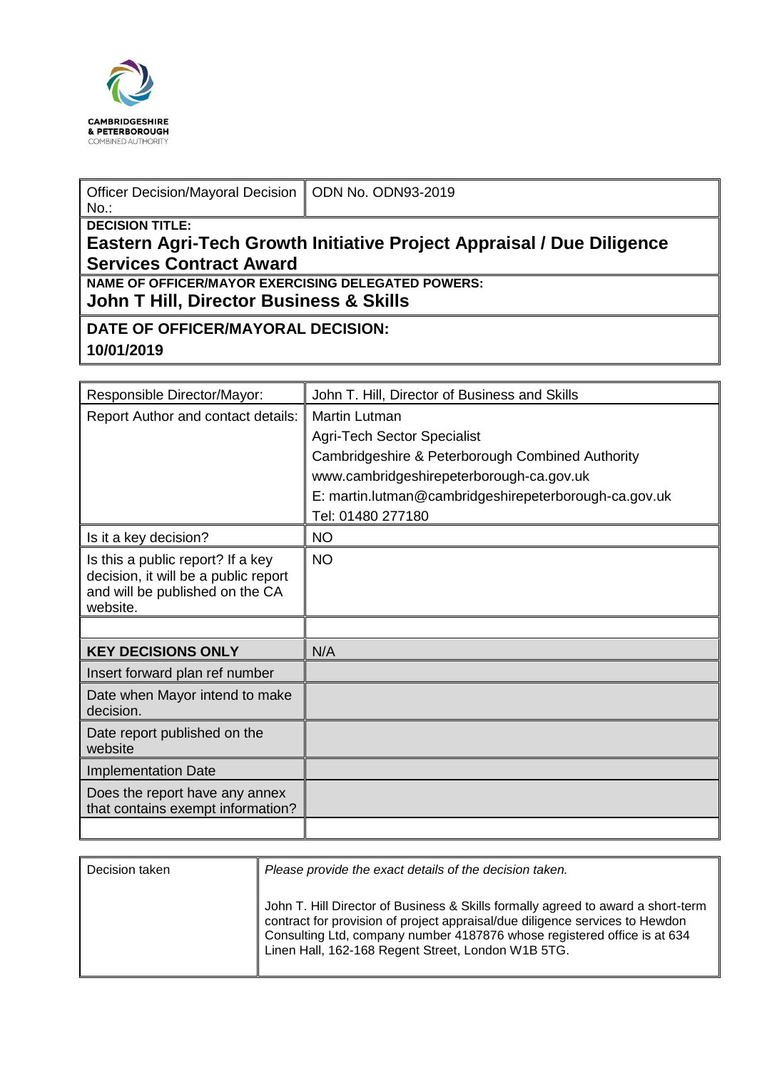CAMBRIDGESHIRE
& PETERBOROUGH
COMBINED AUTHORITY

| Officer Decision/Mayoral Decision No.: | ODN No. ODN93-2019 |
|---|---|
| **DECISION TITLE:** **Eastern Agri-Tech Growth Initiative Project Appraisal / Due Diligence Services Contract Award** | |
| **NAME OF OFFICER/MAYOR EXERCISING DELEGATED POWERS:** **John T Hill, Director Business & Skills** | |
| **DATE OF OFFICER/MAYORAL DECISION:** **10/01/2019** | |

| Responsible Director/Mayor: | John T. Hill, Director of Business and Skills |
|---|---|
| Report Author and contact details: | Martin Lutman<br>Agri-Tech Sector Specialist<br>Cambridgeshire & Peterborough Combined Authority<br>www.cambridgeshirepeterborough-ca.gov.uk<br>E: martin.lutman@cambridgeshirepeterborough-ca.gov.uk<br>Tel: 01480 277180 |
| Is it a key decision? | NO |
| Is this a public report? If a key decision, it will be a public report and will be published on the CA website. | NO |
| | |
| **KEY DECISIONS ONLY** | N/A |
| Insert forward plan ref number | |
| Date when Mayor intend to make decision. | |
| Date report published on the website | |
| Implementation Date | |
| Does the report have any annex that contains exempt information? | |
| | |

| Decision taken | *Please provide the exact details of the decision taken.*<br><br>John T. Hill Director of Business & Skills formally agreed to award a short-term contract for provision of project appraisal/due diligence services to Hewdon Consulting Ltd, company number 4187876 whose registered office is at 634 Linen Hall, 162-168 Regent Street, London W1B 5TG. |
|---|---|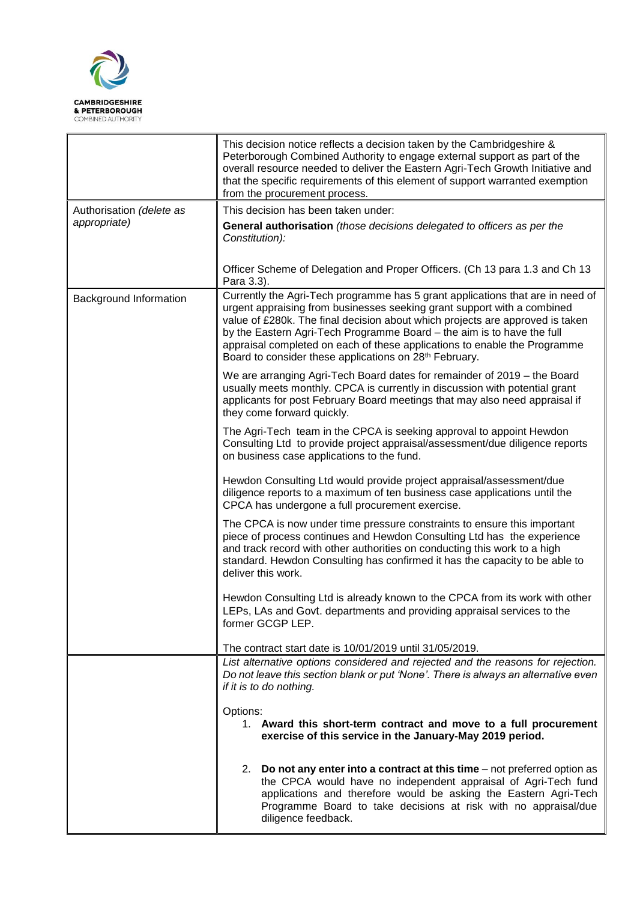| | |
|---|---|
| | This decision notice reflects a decision taken by the Cambridgeshire & Peterborough Combined Authority to engage external support as part of the overall resource needed to deliver the Eastern Agri-Tech Growth Initiative and that the specific requirements of this element of support warranted exemption from the procurement process. |
| Authorisation *(delete as appropriate)* | This decision has been taken under:<br><br>**General authorisation** *(those decisions delegated to officers as per the Constitution):*<br><br>Officer Scheme of Delegation and Proper Officers. (Ch 13 para 1.3 and Ch 13 Para 3.3). |
| Background Information | Currently the Agri-Tech programme has 5 grant applications that are in need of urgent appraising from businesses seeking grant support with a combined value of £280k. The final decision about which projects are approved is taken by the Eastern Agri-Tech Programme Board – the aim is to have the full appraisal completed on each of these applications to enable the Programme Board to consider these applications on 28th February.<br><br>We are arranging Agri-Tech Board dates for remainder of 2019 – the Board usually meets monthly. CPCA is currently in discussion with potential grant applicants for post February Board meetings that may also need appraisal if they come forward quickly.<br><br>The Agri-Tech team in the CPCA is seeking approval to appoint Hewdon Consulting Ltd to provide project appraisal/assessment/due diligence reports on business case applications to the fund.<br><br>Hewdon Consulting Ltd would provide project appraisal/assessment/due diligence reports to a maximum of ten business case applications until the CPCA has undergone a full procurement exercise.<br><br>The CPCA is now under time pressure constraints to ensure this important piece of process continues and Hewdon Consulting Ltd has the experience and track record with other authorities on conducting this work to a high standard. Hewdon Consulting has confirmed it has the capacity to be able to deliver this work.<br><br>Hewdon Consulting Ltd is already known to the CPCA from its work with other LEPs, LAs and Govt. departments and providing appraisal services to the former GCGP LEP.<br><br>The contract start date is 10/01/2019 until 31/05/2019. |
| | *List alternative options considered and rejected and the reasons for rejection. Do not leave this section blank or put 'None'. There is always an alternative even if it is to do nothing.*<br><br>Options:<br>1. **Award this short-term contract and move to a full procurement exercise of this service in the January-May 2019 period.**<br><br>2. **Do not any enter into a contract at this time** – not preferred option as the CPCA would have no independent appraisal of Agri-Tech fund applications and therefore would be asking the Eastern Agri-Tech Programme Board to take decisions at risk with no appraisal/due diligence feedback. |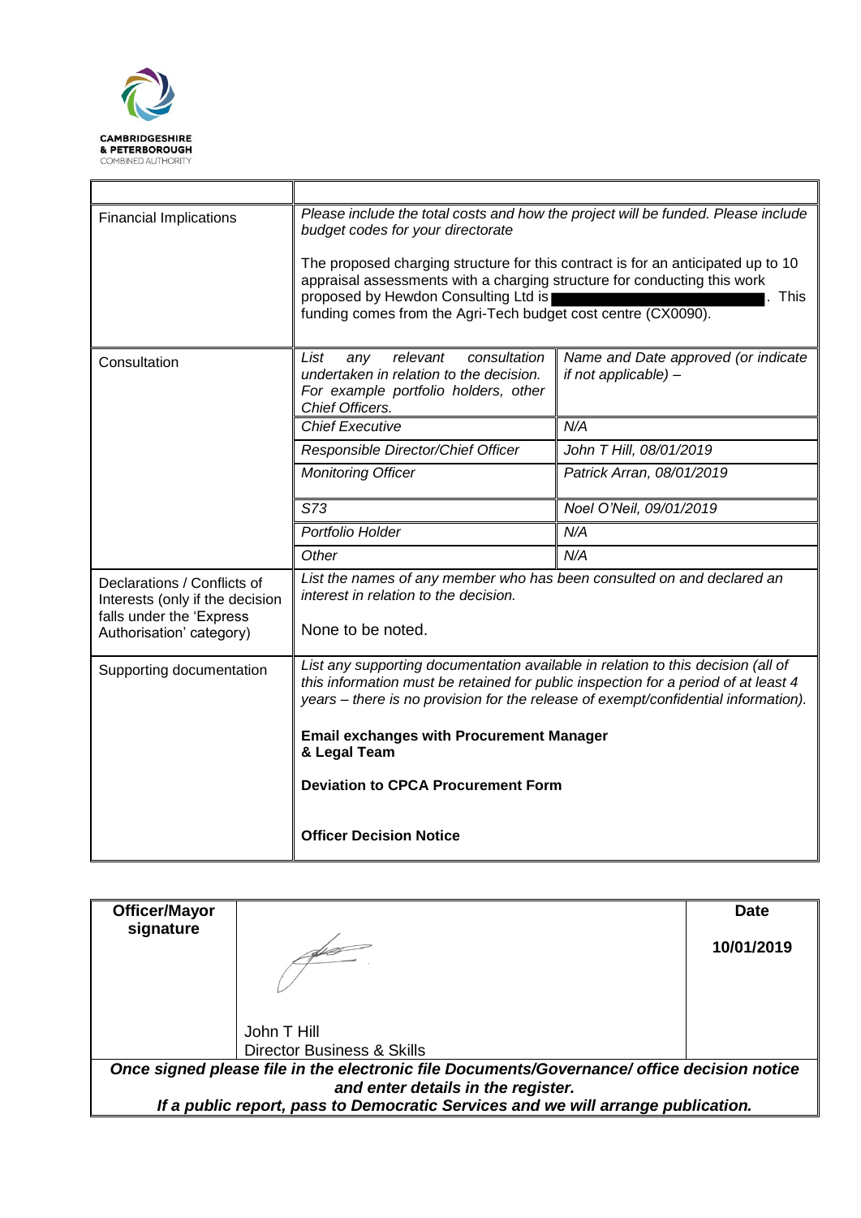CAMBRIDGESHIRE
& PETERBOROUGH
COMBINED AUTHORITY

| | | |
|---|---|---|
| Financial Implications | *Please include the total costs and how the project will be funded. Please include budget codes for your directorate*<br><br>The proposed charging structure for this contract is for an anticipated up to 10 appraisal assessments with a charging structure for conducting this work proposed by Hewdon Consulting Ltd is [redacted]. This funding comes from the Agri-Tech budget cost centre (CX0090). | |
| Consultation | *List any relevant consultation undertaken in relation to the decision. For example portfolio holders, other Chief Officers.* | *Name and Date approved (or indicate if not applicable) –* |
| | *Chief Executive* | *N/A* |
| | *Responsible Director/Chief Officer* | *John T Hill, 08/01/2019* |
| | *Monitoring Officer* | *Patrick Arran, 08/01/2019* |
| | *S73* | *Noel O'Neil, 09/01/2019* |
| | *Portfolio Holder* | *N/A* |
| | *Other* | *N/A* |
| Declarations / Conflicts of Interests (only if the decision falls under the 'Express Authorisation' category) | *List the names of any member who has been consulted on and declared an interest in relation to the decision.*<br><br>None to be noted. | |
| Supporting documentation | *List any supporting documentation available in relation to this decision (all of this information must be retained for public inspection for a period of at least 4 years – there is no provision for the release of exempt/confidential information).*<br><br>**Email exchanges with Procurement Manager & Legal Team**<br><br>**Deviation to CPCA Procurement Form**<br><br>**Officer Decision Notice** | |

| | | |
|---|---|---|
| **Officer/Mayor signature** | [signature]<br><br>John T Hill<br>Director Business & Skills | **Date**<br><br>**10/01/2019** |

***Once signed please file in the electronic file Documents/Governance/ office decision notice and enter details in the register.***

***If a public report, pass to Democratic Services and we will arrange publication.***